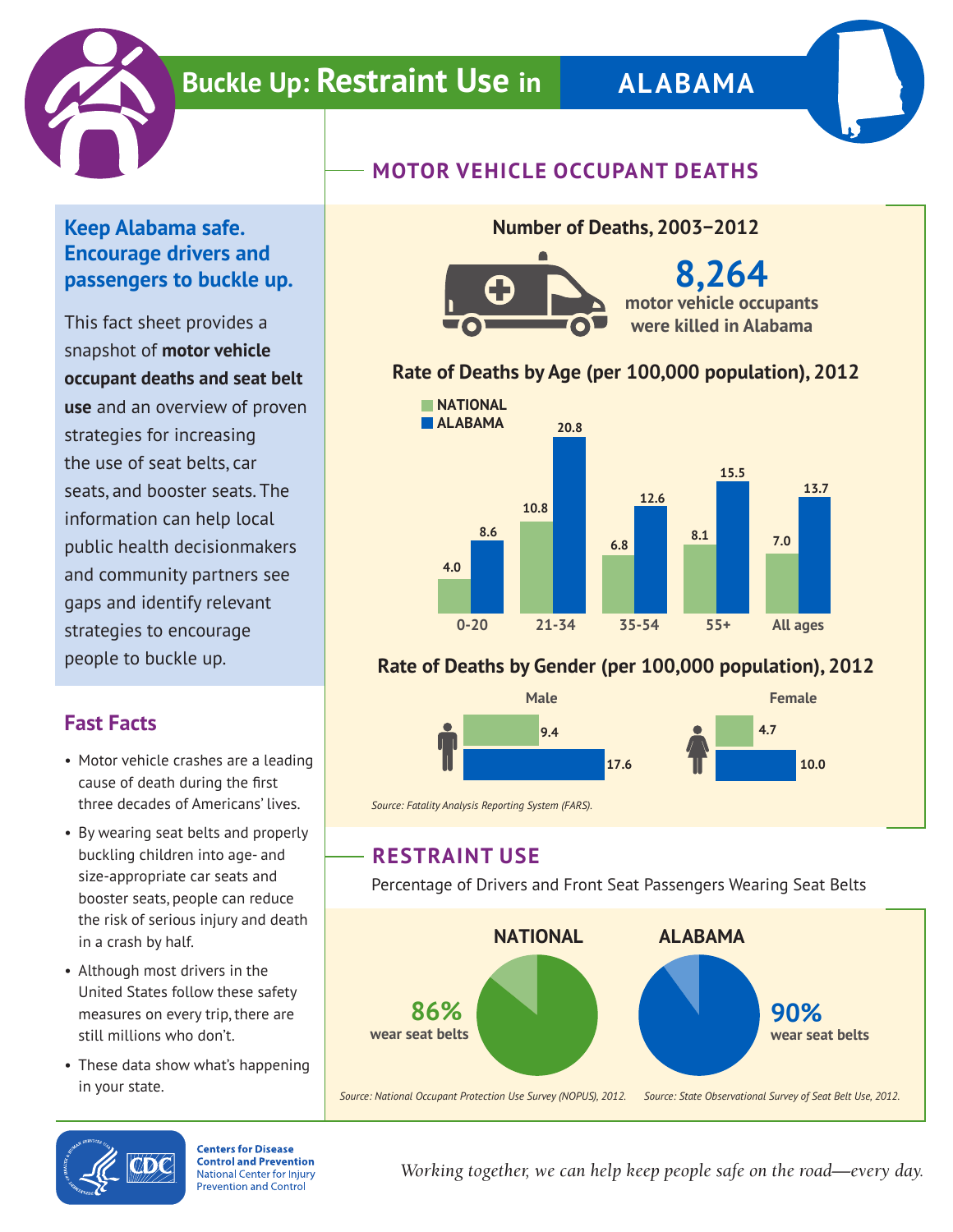# Buckle Up: Restraint Use in ALABAMA

## Keep Alabama safe. Encourage drivers and passengers to buckle up.

This fact sheet provides a snapshot of **motor vehicle occupant deaths and seat belt use** and an overview of proven strategies for increasing the use of seat belts, car seats, and booster seats. The information can help local public health decisionmakers and community partners see gaps and identify relevant strategies to encourage people to buckle up.

## Fast Facts

- Motor vehicle crashes are a leading cause of death during the first three decades of Americans' lives.
- By wearing seat belts and properly buckling children into age- and size-appropriate car seats and booster seats, people can reduce the risk of serious injury and death in a crash by half.
- Although most drivers in the United States follow these safety measures on every trip, there are still millions who don't.
- These data show what's happening in your state.

## MOTOR VEHICLE OCCUPANT DEATHS

### Number of Deaths, 2003–2012

**8,264** motor vehicle occupants were killed in Alabama

### Rate of Deaths by Age (per 100,000 population), 2012

| Age | National | Alabama |
| --- | --- | --- |
| 0-20 | 4.0 | 8.6 |
| 21-34 | 10.8 | 20.8 |
| 35-54 | 6.8 | 12.6 |
| 55+ | 8.1 | 15.5 |
| All ages | 7.0 | 13.7 |

### Rate of Deaths by Gender (per 100,000 population), 2012

| Gender | National | Alabama |
| --- | --- | --- |
| Male | 9.4 | 17.6 |
| Female | 4.7 | 10.0 |

*Source: Fatality Analysis Reporting System (FARS).*

## RESTRAINT USE

Percentage of Drivers and Front Seat Passengers Wearing Seat Belts

**NATIONAL:** 86% wear seat belts

*Source: National Occupant Protection Use Survey (NOPUS), 2012.*

**ALABAMA:** 90% wear seat belts

*Source: State Observational Survey of Seat Belt Use, 2012.*

Centers for Disease Control and Prevention
National Center for Injury Prevention and Control

*Working together, we can help keep people safe on the road—every day.*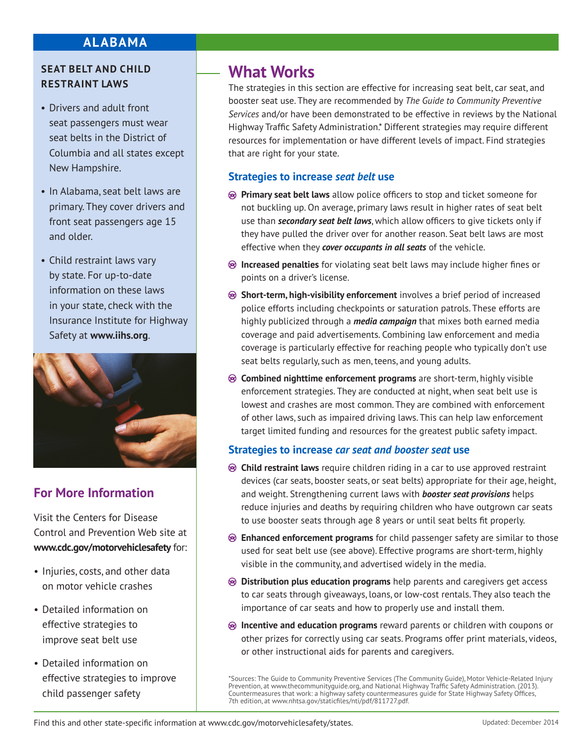## ALABAMA

### SEAT BELT AND CHILD RESTRAINT LAWS

- Drivers and adult front seat passengers must wear seat belts in the District of Columbia and all states except New Hampshire.
- In Alabama, seat belt laws are primary. They cover drivers and front seat passengers age 15 and older.
- Child restraint laws vary by state. For up-to-date information on these laws in your state, check with the Insurance Institute for Highway Safety at **www.iihs.org**.

## For More Information

Visit the Centers for Disease Control and Prevention Web site at **www.cdc.gov/motorvehiclesafety** for:

- Injuries, costs, and other data on motor vehicle crashes
- Detailed information on effective strategies to improve seat belt use
- Detailed information on effective strategies to improve child passenger safety

# What Works

The strategies in this section are effective for increasing seat belt, car seat, and booster seat use. They are recommended by *The Guide to Community Preventive Services* and/or have been demonstrated to be effective in reviews by the National Highway Traffic Safety Administration.* Different strategies may require different resources for implementation or have different levels of impact. Find strategies that are right for your state.

### Strategies to increase *seat belt* use

- **Primary seat belt laws** allow police officers to stop and ticket someone for not buckling up. On average, primary laws result in higher rates of seat belt use than ***secondary seat belt laws***, which allow officers to give tickets only if they have pulled the driver over for another reason. Seat belt laws are most effective when they ***cover occupants in all seats*** of the vehicle.
- **Increased penalties** for violating seat belt laws may include higher fines or points on a driver's license.
- **Short-term, high-visibility enforcement** involves a brief period of increased police efforts including checkpoints or saturation patrols. These efforts are highly publicized through a ***media campaign*** that mixes both earned media coverage and paid advertisements. Combining law enforcement and media coverage is particularly effective for reaching people who typically don't use seat belts regularly, such as men, teens, and young adults.
- **Combined nighttime enforcement programs** are short-term, highly visible enforcement strategies. They are conducted at night, when seat belt use is lowest and crashes are most common. They are combined with enforcement of other laws, such as impaired driving laws. This can help law enforcement target limited funding and resources for the greatest public safety impact.

### Strategies to increase *car seat and booster seat* use

- **Child restraint laws** require children riding in a car to use approved restraint devices (car seats, booster seats, or seat belts) appropriate for their age, height, and weight. Strengthening current laws with ***booster seat provisions*** helps reduce injuries and deaths by requiring children who have outgrown car seats to use booster seats through age 8 years or until seat belts fit properly.
- **Enhanced enforcement programs** for child passenger safety are similar to those used for seat belt use (see above). Effective programs are short-term, highly visible in the community, and advertised widely in the media.
- **Distribution plus education programs** help parents and caregivers get access to car seats through giveaways, loans, or low-cost rentals. They also teach the importance of car seats and how to properly use and install them.
- **Incentive and education programs** reward parents or children with coupons or other prizes for correctly using car seats. Programs offer print materials, videos, or other instructional aids for parents and caregivers.

*Sources: The Guide to Community Preventive Services (The Community Guide), Motor Vehicle-Related Injury Prevention, at www.thecommunityguide.org, and National Highway Traffic Safety Administration. (2013). Countermeasures that work: a highway safety countermeasures guide for State Highway Safety Offices, 7th edition, at www.nhtsa.gov/staticfiles/nti/pdf/811727.pdf.

Find this and other state-specific information at www.cdc.gov/motorvehiclesafety/states.

Updated: December 2014